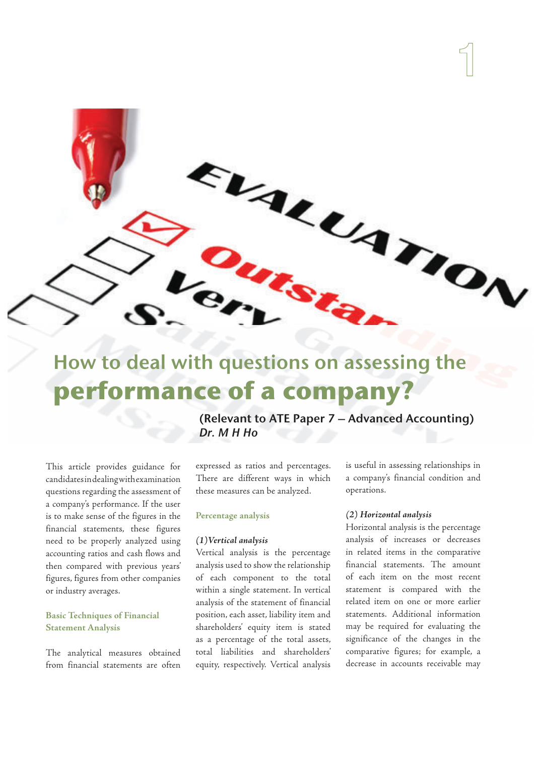# How to deal with questions on assessing the **performance of a company?**

**(Relevant to ATE Paper 7 – Advanced Accounting)**
***Dr. M H Ho***

This article provides guidance for candidates in dealing with examination questions regarding the assessment of a company's performance. If the user is to make sense of the figures in the financial statements, these figures need to be properly analyzed using accounting ratios and cash flows and then compared with previous years' figures, figures from other companies or industry averages.

## Basic Techniques of Financial Statement Analysis

The analytical measures obtained from financial statements are often expressed as ratios and percentages. There are different ways in which these measures can be analyzed.

### Percentage analysis

***(1) Vertical analysis***

Vertical analysis is the percentage analysis used to show the relationship of each component to the total within a single statement. In vertical analysis of the statement of financial position, each asset, liability item and shareholders' equity item is stated as a percentage of the total assets, total liabilities and shareholders' equity, respectively. Vertical analysis is useful in assessing relationships in a company's financial condition and operations.

***(2) Horizontal analysis***

Horizontal analysis is the percentage analysis of increases or decreases in related items in the comparative financial statements. The amount of each item on the most recent statement is compared with the related item on one or more earlier statements. Additional information may be required for evaluating the significance of the changes in the comparative figures; for example, a decrease in accounts receivable may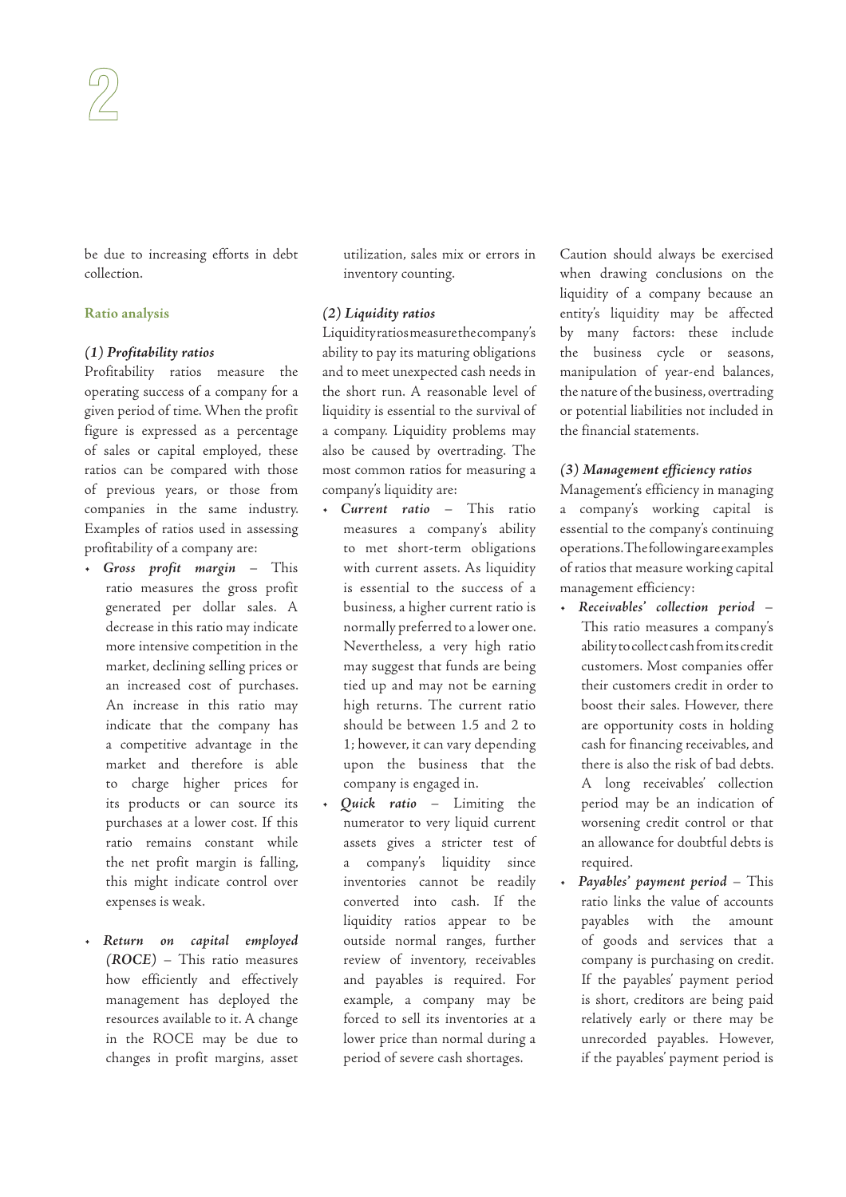be due to increasing efforts in debt collection.

### Ratio analysis

#### *(1) Profitability ratios*

Profitability ratios measure the operating success of a company for a given period of time. When the profit figure is expressed as a percentage of sales or capital employed, these ratios can be compared with those of previous years, or those from companies in the same industry. Examples of ratios used in assessing profitability of a company are:

- ***Gross profit margin*** – This ratio measures the gross profit generated per dollar sales. A decrease in this ratio may indicate more intensive competition in the market, declining selling prices or an increased cost of purchases. An increase in this ratio may indicate that the company has a competitive advantage in the market and therefore is able to charge higher prices for its products or can source its purchases at a lower cost. If this ratio remains constant while the net profit margin is falling, this might indicate control over expenses is weak.
- ***Return on capital employed (ROCE)*** – This ratio measures how efficiently and effectively management has deployed the resources available to it. A change in the ROCE may be due to changes in profit margins, asset utilization, sales mix or errors in inventory counting.

#### *(2) Liquidity ratios*

Liquidity ratios measure the company's ability to pay its maturing obligations and to meet unexpected cash needs in the short run. A reasonable level of liquidity is essential to the survival of a company. Liquidity problems may also be caused by overtrading. The most common ratios for measuring a company's liquidity are:

- ***Current ratio*** – This ratio measures a company's ability to meet short-term obligations with current assets. As liquidity is essential to the success of a business, a higher current ratio is normally preferred to a lower one. Nevertheless, a very high ratio may suggest that funds are being tied up and may not be earning high returns. The current ratio should be between 1.5 and 2 to 1; however, it can vary depending upon the business that the company is engaged in.
- ***Quick ratio*** – Limiting the numerator to very liquid current assets gives a stricter test of a company's liquidity since inventories cannot be readily converted into cash. If the liquidity ratios appear to be outside normal ranges, further review of inventory, receivables and payables is required. For example, a company may be forced to sell its inventories at a lower price than normal during a period of severe cash shortages.

Caution should always be exercised when drawing conclusions on the liquidity of a company because an entity's liquidity may be affected by many factors: these include the business cycle or seasons, manipulation of year-end balances, the nature of the business, overtrading or potential liabilities not included in the financial statements.

#### *(3) Management efficiency ratios*

Management's efficiency in managing a company's working capital is essential to the company's continuing operations. The following are examples of ratios that measure working capital management efficiency:

- ***Receivables' collection period*** – This ratio measures a company's ability to collect cash from its credit customers. Most companies offer their customers credit in order to boost their sales. However, there are opportunity costs in holding cash for financing receivables, and there is also the risk of bad debts. A long receivables' collection period may be an indication of worsening credit control or that an allowance for doubtful debts is required.
- ***Payables' payment period*** – This ratio links the value of accounts payables with the amount of goods and services that a company is purchasing on credit. If the payables' payment period is short, creditors are being paid relatively early or there may be unrecorded payables. However, if the payables' payment period is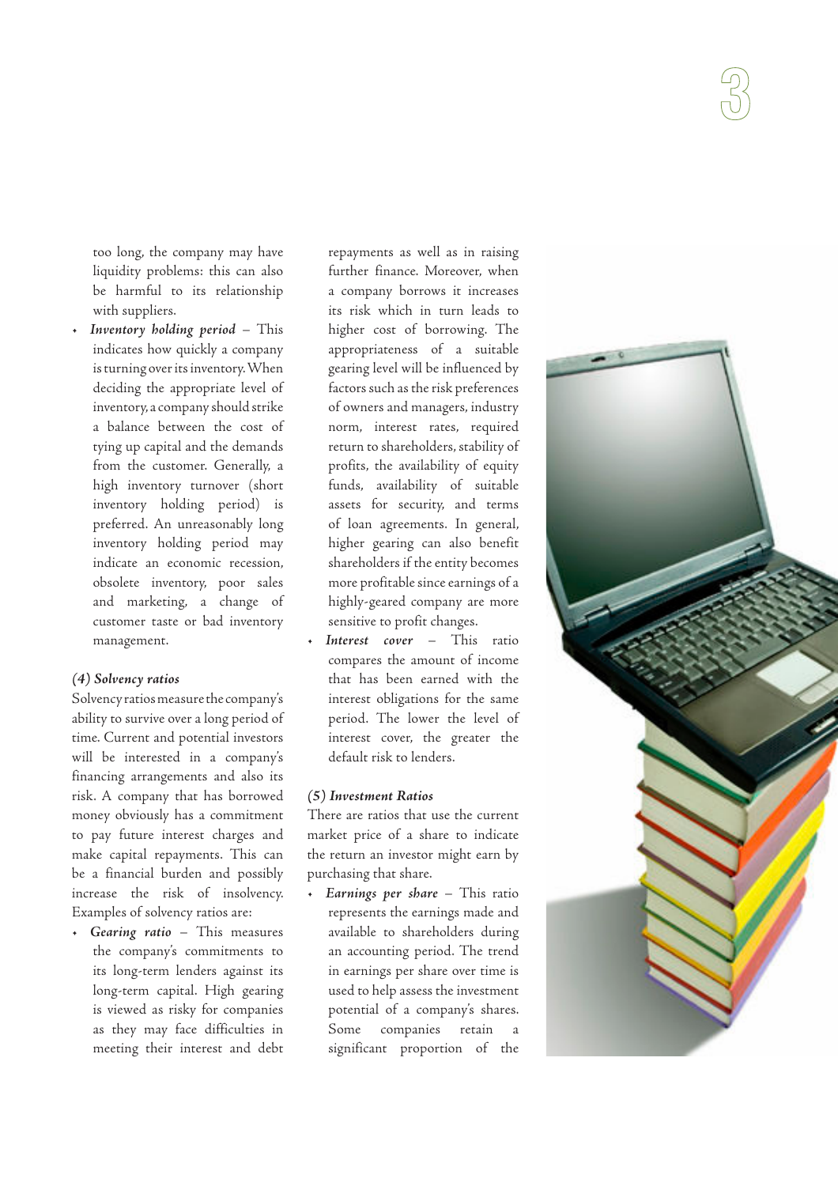too long, the company may have liquidity problems: this can also be harmful to its relationship with suppliers.

- *Inventory holding period* – This indicates how quickly a company is turning over its inventory. When deciding the appropriate level of inventory, a company should strike a balance between the cost of tying up capital and the demands from the customer. Generally, a high inventory turnover (short inventory holding period) is preferred. An unreasonably long inventory holding period may indicate an economic recession, obsolete inventory, poor sales and marketing, a change of customer taste or bad inventory management.

### *(4) Solvency ratios*

Solvency ratios measure the company's ability to survive over a long period of time. Current and potential investors will be interested in a company's financing arrangements and also its risk. A company that has borrowed money obviously has a commitment to pay future interest charges and make capital repayments. This can be a financial burden and possibly increase the risk of insolvency. Examples of solvency ratios are:

- *Gearing ratio* – This measures the company's commitments to its long-term lenders against its long-term capital. High gearing is viewed as risky for companies as they may face difficulties in meeting their interest and debt repayments as well as in raising further finance. Moreover, when a company borrows it increases its risk which in turn leads to higher cost of borrowing. The appropriateness of a suitable gearing level will be influenced by factors such as the risk preferences of owners and managers, industry norm, interest rates, required return to shareholders, stability of profits, the availability of equity funds, availability of suitable assets for security, and terms of loan agreements. In general, higher gearing can also benefit shareholders if the entity becomes more profitable since earnings of a highly-geared company are more sensitive to profit changes.
- *Interest cover* – This ratio compares the amount of income that has been earned with the interest obligations for the same period. The lower the level of interest cover, the greater the default risk to lenders.

### *(5) Investment Ratios*

There are ratios that use the current market price of a share to indicate the return an investor might earn by purchasing that share.

- *Earnings per share* – This ratio represents the earnings made and available to shareholders during an accounting period. The trend in earnings per share over time is used to help assess the investment potential of a company's shares. Some companies retain a significant proportion of the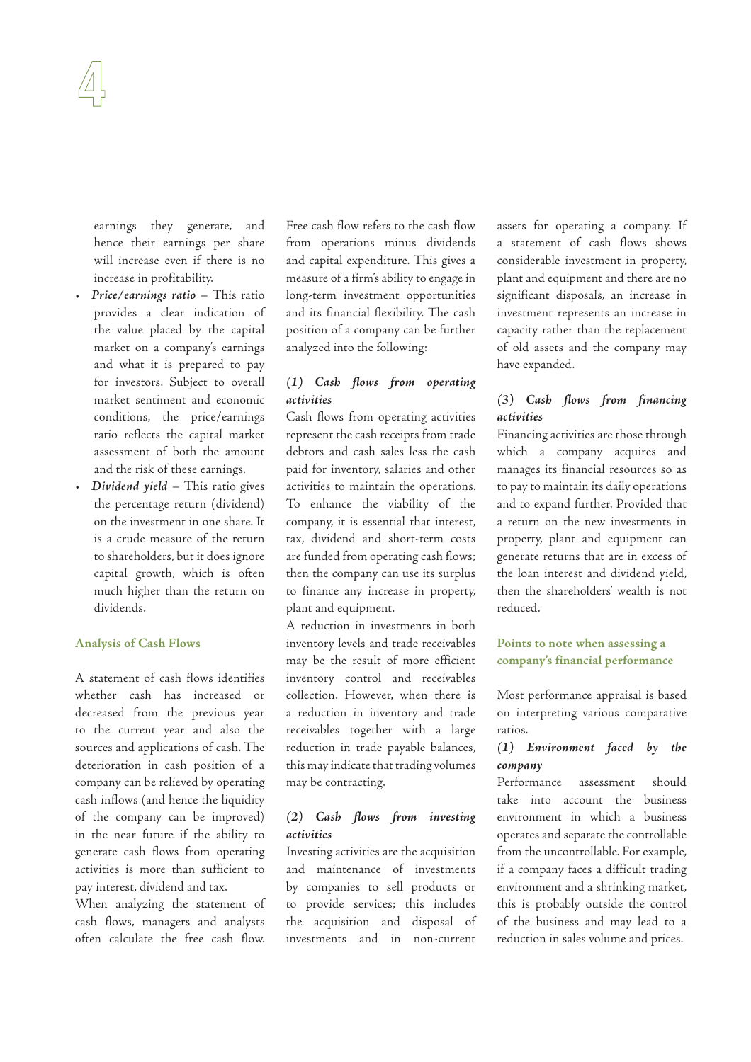earnings they generate, and hence their earnings per share will increase even if there is no increase in profitability.

- ***Price/earnings ratio*** – This ratio provides a clear indication of the value placed by the capital market on a company's earnings and what it is prepared to pay for investors. Subject to overall market sentiment and economic conditions, the price/earnings ratio reflects the capital market assessment of both the amount and the risk of these earnings.
- ***Dividend yield*** – This ratio gives the percentage return (dividend) on the investment in one share. It is a crude measure of the return to shareholders, but it does ignore capital growth, which is often much higher than the return on dividends.

### Analysis of Cash Flows

A statement of cash flows identifies whether cash has increased or decreased from the previous year to the current year and also the sources and applications of cash. The deterioration in cash position of a company can be relieved by operating cash inflows (and hence the liquidity of the company can be improved) in the near future if the ability to generate cash flows from operating activities is more than sufficient to pay interest, dividend and tax.

When analyzing the statement of cash flows, managers and analysts often calculate the free cash flow. Free cash flow refers to the cash flow from operations minus dividends and capital expenditure. This gives a measure of a firm's ability to engage in long-term investment opportunities and its financial flexibility. The cash position of a company can be further analyzed into the following:

***(1) Cash flows from operating activities***

Cash flows from operating activities represent the cash receipts from trade debtors and cash sales less the cash paid for inventory, salaries and other activities to maintain the operations. To enhance the viability of the company, it is essential that interest, tax, dividend and short-term costs are funded from operating cash flows; then the company can use its surplus to finance any increase in property, plant and equipment.

A reduction in investments in both inventory levels and trade receivables may be the result of more efficient inventory control and receivables collection. However, when there is a reduction in inventory and trade receivables together with a large reduction in trade payable balances, this may indicate that trading volumes may be contracting.

***(2) Cash flows from investing activities***

Investing activities are the acquisition and maintenance of investments by companies to sell products or to provide services; this includes the acquisition and disposal of investments and in non-current assets for operating a company. If a statement of cash flows shows considerable investment in property, plant and equipment and there are no significant disposals, an increase in investment represents an increase in capacity rather than the replacement of old assets and the company may have expanded.

***(3) Cash flows from financing activities***

Financing activities are those through which a company acquires and manages its financial resources so as to pay to maintain its daily operations and to expand further. Provided that a return on the new investments in property, plant and equipment can generate returns that are in excess of the loan interest and dividend yield, then the shareholders' wealth is not reduced.

### Points to note when assessing a company's financial performance

Most performance appraisal is based on interpreting various comparative ratios.

***(1) Environment faced by the company***

Performance assessment should take into account the business environment in which a business operates and separate the controllable from the uncontrollable. For example, if a company faces a difficult trading environment and a shrinking market, this is probably outside the control of the business and may lead to a reduction in sales volume and prices.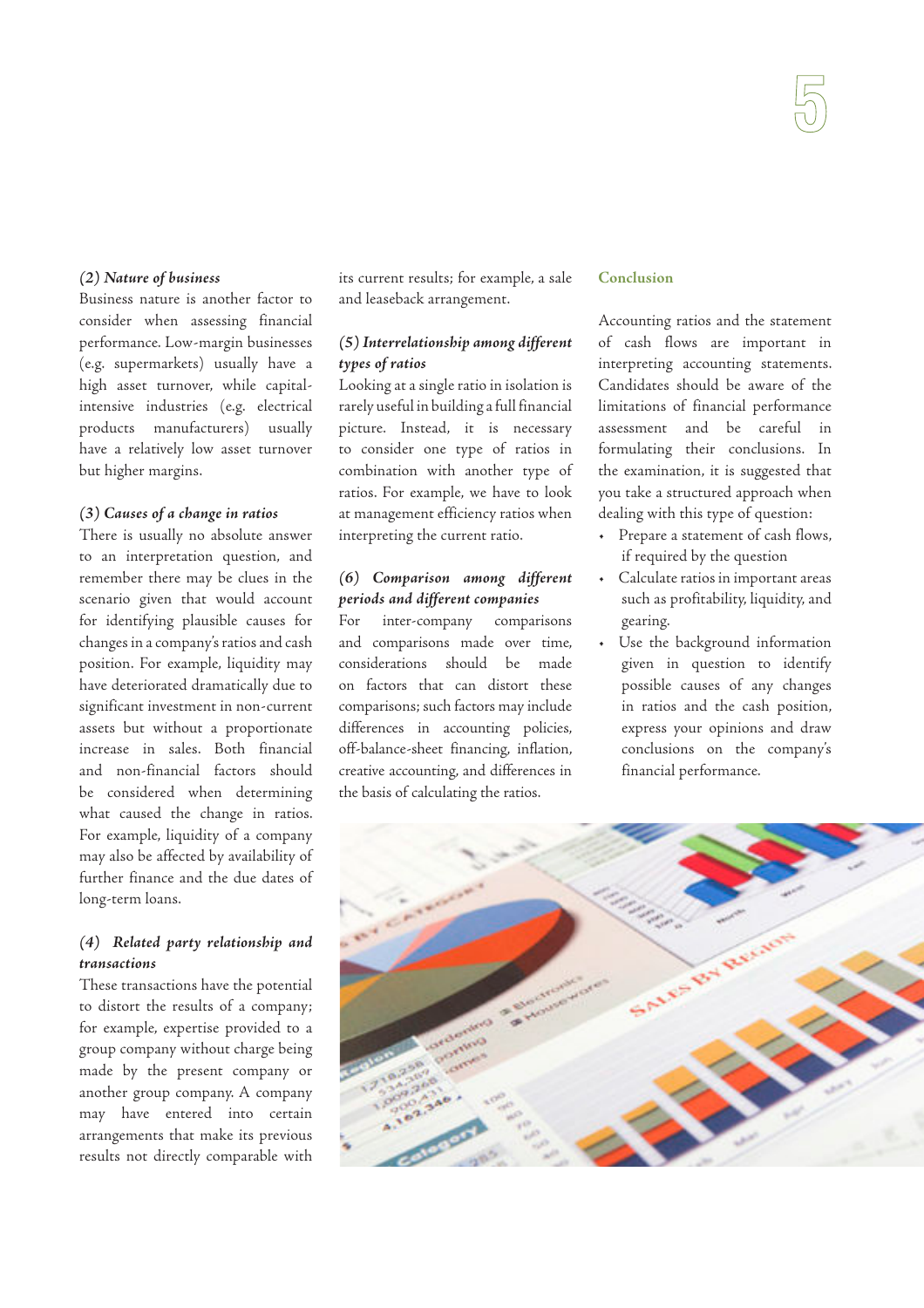### *(2) Nature of business*

Business nature is another factor to consider when assessing financial performance. Low-margin businesses (e.g. supermarkets) usually have a high asset turnover, while capital-intensive industries (e.g. electrical products manufacturers) usually have a relatively low asset turnover but higher margins.

### *(3) Causes of a change in ratios*

There is usually no absolute answer to an interpretation question, and remember there may be clues in the scenario given that would account for identifying plausible causes for changes in a company's ratios and cash position. For example, liquidity may have deteriorated dramatically due to significant investment in non-current assets but without a proportionate increase in sales. Both financial and non-financial factors should be considered when determining what caused the change in ratios. For example, liquidity of a company may also be affected by availability of further finance and the due dates of long-term loans.

### *(4) Related party relationship and transactions*

These transactions have the potential to distort the results of a company; for example, expertise provided to a group company without charge being made by the present company or another group company. A company may have entered into certain arrangements that make its previous results not directly comparable with its current results; for example, a sale and leaseback arrangement.

### *(5) Interrelationship among different types of ratios*

Looking at a single ratio in isolation is rarely useful in building a full financial picture. Instead, it is necessary to consider one type of ratios in combination with another type of ratios. For example, we have to look at management efficiency ratios when interpreting the current ratio.

### *(6) Comparison among different periods and different companies*

For inter-company comparisons and comparisons made over time, considerations should be made on factors that can distort these comparisons; such factors may include differences in accounting policies, off-balance-sheet financing, inflation, creative accounting, and differences in the basis of calculating the ratios.

## Conclusion

Accounting ratios and the statement of cash flows are important in interpreting accounting statements. Candidates should be aware of the limitations of financial performance assessment and be careful in formulating their conclusions. In the examination, it is suggested that you take a structured approach when dealing with this type of question:

- Prepare a statement of cash flows, if required by the question
- Calculate ratios in important areas such as profitability, liquidity, and gearing.
- Use the background information given in question to identify possible causes of any changes in ratios and the cash position, express your opinions and draw conclusions on the company's financial performance.